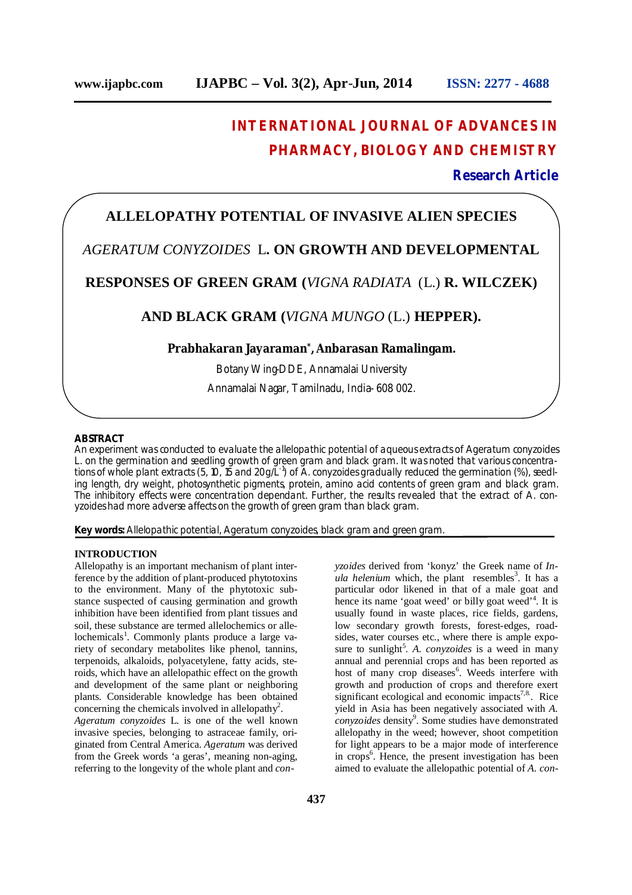# INTERNATIONAL JOURNAL OF ADVANCES IN PHARMACY, BIOLOGY AND CHEMISTRY

**Research Article**

## ALLELOPATHY POTENTIAL OF INVASIVE ALIEN SPECIES *AGERATUM CONYZOIDES* L. ON GROWTH AND DEVELOPMENTAL RESPONSES OF GREEN GRAM (*VIGNA RADIATA* (L.) R. WILCZEK) AND BLACK GRAM (*VIGNA MUNGO* (L.) HEPPER).

**Prabhakaran Jayaraman\*, Anbarasan Ramalingam.**

Botany Wing-DDE, Annamalai University

Annamalai Nagar, Tamilnadu, India- 608 002.

### ABSTRACT

An experiment was conducted to evaluate the allelopathic potential of aqueous extracts of Ageratum conyzoides L. on the germination and seedling growth of green gram and black gram. It was noted that various concentrations of whole plant extracts (5, 10, 15 and 20g/$L^{-1}$) of A. conyzoides gradually reduced the germination (%), seedling length, dry weight, photosynthetic pigments, protein, amino acid contents of green gram and black gram. The inhibitory effects were concentration dependant. Further, the results revealed that the extract of A. conyzoides had more adverse affects on the growth of green gram than black gram.

**Key words:** Allelopathic potential, Ageratum conyzoides, black gram and green gram.

### INTRODUCTION

Allelopathy is an important mechanism of plant interference by the addition of plant-produced phytotoxins to the environment. Many of the phytotoxic substance suspected of causing germination and growth inhibition have been identified from plant tissues and soil, these substance are termed allelochemics or allelochemicals[1]. Commonly plants produce a large variety of secondary metabolites like phenol, tannins, terpenoids, alkaloids, polyacetylene, fatty acids, steroids, which have an allelopathic effect on the growth and development of the same plant or neighboring plants. Considerable knowledge has been obtained concerning the chemicals involved in allelopathy[2].

*Ageratum conyzoides* L. is one of the well known invasive species, belonging to astraceae family, originated from Central America. *Ageratum* was derived from the Greek words 'a geras', meaning non-aging, referring to the longevity of the whole plant and *conyzoides* derived from 'konyz' the Greek name of *Inula helenium* which, the plant resembles[3]. It has a particular odor likened in that of a male goat and hence its name 'goat weed' or billy goat weed'[4]. It is usually found in waste places, rice fields, gardens, low secondary growth forests, forest-edges, roadsides, water courses etc., where there is ample exposure to sunlight[5]. *A. conyzoides* is a weed in many annual and perennial crops and has been reported as host of many crop diseases[6]. Weeds interfere with growth and production of crops and therefore exert significant ecological and economic impacts[7,8]. Rice yield in Asia has been negatively associated with *A. conyzoides* density[9]. Some studies have demonstrated allelopathy in the weed; however, shoot competition for light appears to be a major mode of interference in crops[6]. Hence, the present investigation has been aimed to evaluate the allelopathic potential of *A. con-*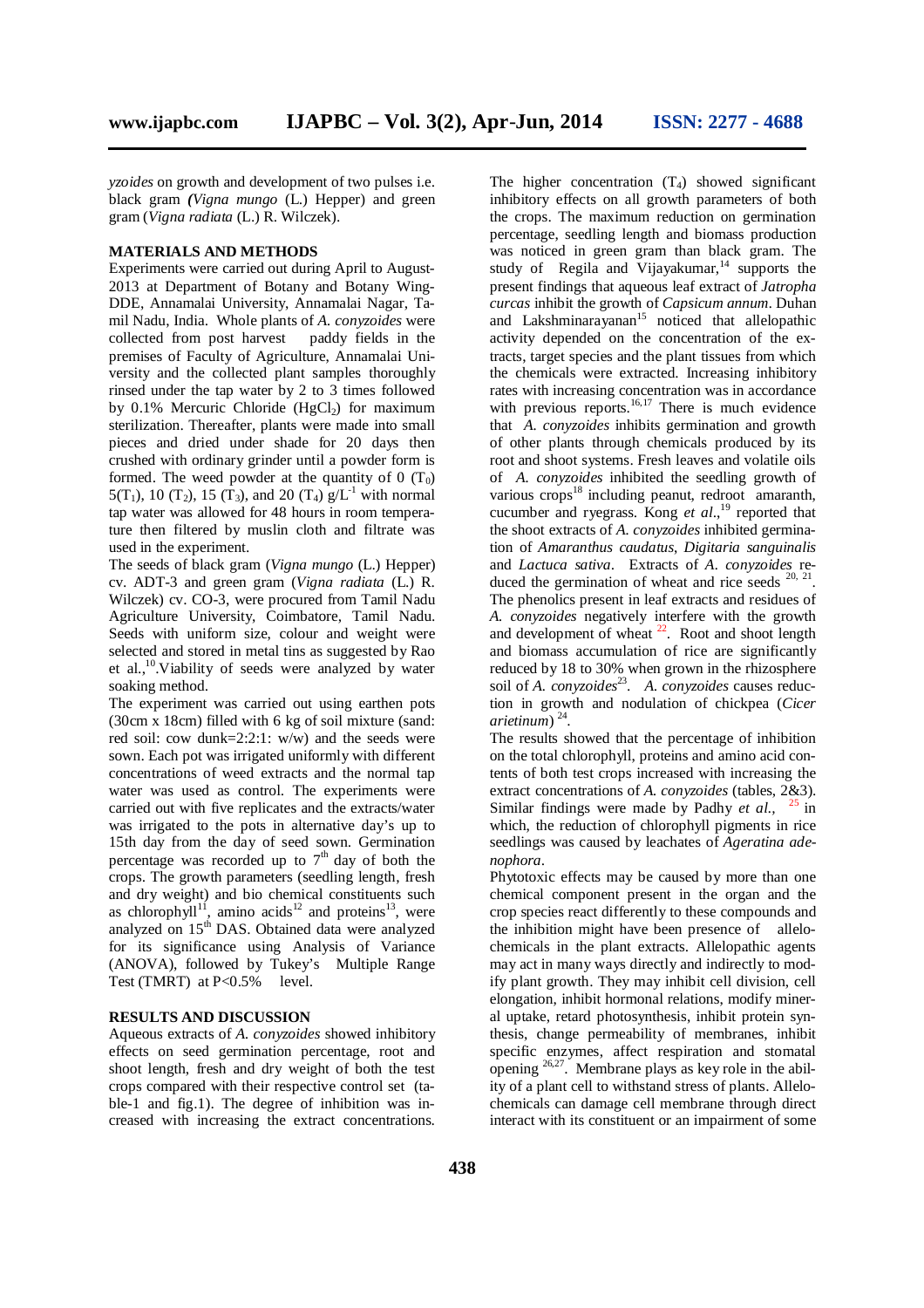*yzoides* on growth and development of two pulses i.e. black gram (*Vigna mungo* (L.) Hepper) and green gram (*Vigna radiata* (L.) R. Wilczek).

## MATERIALS AND METHODS

Experiments were carried out during April to August-2013 at Department of Botany and Botany Wing-DDE, Annamalai University, Annamalai Nagar, Tamil Nadu, India. Whole plants of *A. conyzoides* were collected from post harvest paddy fields in the premises of Faculty of Agriculture, Annamalai University and the collected plant samples thoroughly rinsed under the tap water by 2 to 3 times followed by 0.1% Mercuric Chloride ($HgCl_2$) for maximum sterilization. Thereafter, plants were made into small pieces and dried under shade for 20 days then crushed with ordinary grinder until a powder form is formed. The weed powder at the quantity of 0 ($T_0$) 5($T_1$), 10 ($T_2$), 15 ($T_3$), and 20 ($T_4$) $g/L^{-1}$ with normal tap water was allowed for 48 hours in room temperature then filtered by muslin cloth and filtrate was used in the experiment.

The seeds of black gram (*Vigna mungo* (L.) Hepper) cv. ADT-3 and green gram (*Vigna radiata* (L.) R. Wilczek) cv. CO-3, were procured from Tamil Nadu Agriculture University, Coimbatore, Tamil Nadu. Seeds with uniform size, colour and weight were selected and stored in metal tins as suggested by Rao et al.,[10].Viability of seeds were analyzed by water soaking method.

The experiment was carried out using earthen pots (30cm x 18cm) filled with 6 kg of soil mixture (sand: red soil: cow dunk=2:2:1: w/w) and the seeds were sown. Each pot was irrigated uniformly with different concentrations of weed extracts and the normal tap water was used as control. The experiments were carried out with five replicates and the extracts/water was irrigated to the pots in alternative day's up to 15th day from the day of seed sown. Germination percentage was recorded up to 7th day of both the crops. The growth parameters (seedling length, fresh and dry weight) and bio chemical constituents such as chlorophyll[11], amino acids[12] and proteins[13], were analyzed on 15th DAS. Obtained data were analyzed for its significance using Analysis of Variance (ANOVA), followed by Tukey's Multiple Range Test (TMRT) at P<0.5% level.

## RESULTS AND DISCUSSION

Aqueous extracts of *A. conyzoides* showed inhibitory effects on seed germination percentage, root and shoot length, fresh and dry weight of both the test crops compared with their respective control set (table-1 and fig.1). The degree of inhibition was increased with increasing the extract concentrations. The higher concentration ($T_4$) showed significant inhibitory effects on all growth parameters of both the crops. The maximum reduction on germination percentage, seedling length and biomass production was noticed in green gram than black gram. The study of Regila and Vijayakumar,[14] supports the present findings that aqueous leaf extract of *Jatropha curcas* inhibit the growth of *Capsicum annum*. Duhan and Lakshminarayanan[15] noticed that allelopathic activity depended on the concentration of the extracts, target species and the plant tissues from which the chemicals were extracted. Increasing inhibitory rates with increasing concentration was in accordance with previous reports.[16,17] There is much evidence that *A. conyzoides* inhibits germination and growth of other plants through chemicals produced by its root and shoot systems. Fresh leaves and volatile oils of *A. conyzoides* inhibited the seedling growth of various crops[18] including peanut, redroot amaranth, cucumber and ryegrass. Kong *et al.*,[19] reported that the shoot extracts of *A. conyzoides* inhibited germination of *Amaranthus caudatus*, *Digitaria sanguinalis* and *Lactuca sativa*. Extracts of *A. conyzoides* reduced the germination of wheat and rice seeds [20, 21]. The phenolics present in leaf extracts and residues of *A. conyzoides* negatively interfere with the growth and development of wheat [22]. Root and shoot length and biomass accumulation of rice are significantly reduced by 18 to 30% when grown in the rhizosphere soil of *A. conyzoides*[23]. *A. conyzoides* causes reduction in growth and nodulation of chickpea (*Cicer arietinum*) [24].

The results showed that the percentage of inhibition on the total chlorophyll, proteins and amino acid contents of both test crops increased with increasing the extract concentrations of *A. conyzoides* (tables, 2&3). Similar findings were made by Padhy *et al.,* [25] in which, the reduction of chlorophyll pigments in rice seedlings was caused by leachates of *Ageratina adenophora*.

Phytotoxic effects may be caused by more than one chemical component present in the organ and the crop species react differently to these compounds and the inhibition might have been presence of allelochemicals in the plant extracts. Allelopathic agents may act in many ways directly and indirectly to modify plant growth. They may inhibit cell division, cell elongation, inhibit hormonal relations, modify mineral uptake, retard photosynthesis, inhibit protein synthesis, change permeability of membranes, inhibit specific enzymes, affect respiration and stomatal opening [26,27]. Membrane plays as key role in the ability of a plant cell to withstand stress of plants. Allelochemicals can damage cell membrane through direct interact with its constituent or an impairment of some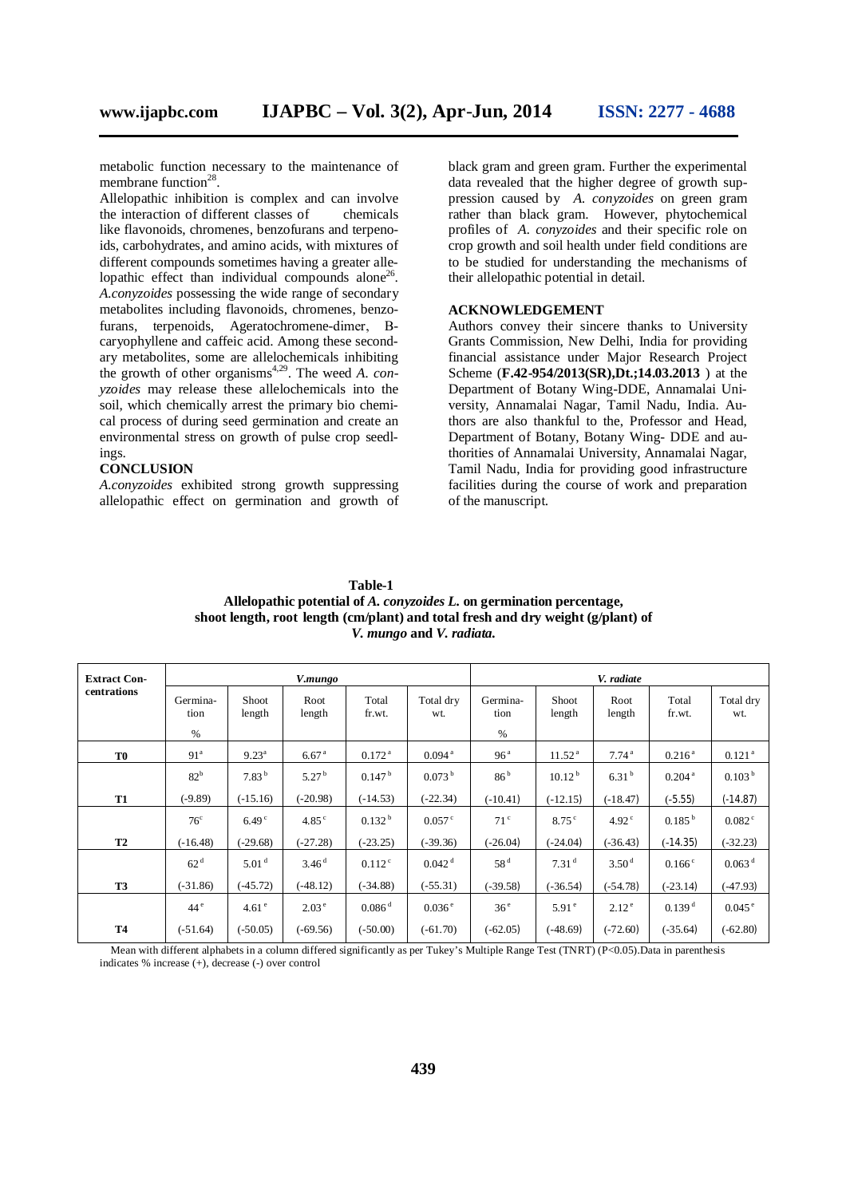metabolic function necessary to the maintenance of membrane function[28].

Allelopathic inhibition is complex and can involve the interaction of different classes of chemicals like flavonoids, chromenes, benzofurans and terpenoids, carbohydrates, and amino acids, with mixtures of different compounds sometimes having a greater allelopathic effect than individual compounds alone[26]. *A.conyzoides* possessing the wide range of secondary metabolites including flavonoids, chromenes, benzofurans, terpenoids, Ageratochromene-dimer, B-caryophyllene and caffeic acid. Among these secondary metabolites, some are allelochemicals inhibiting the growth of other organisms[4,29]. The weed *A. conyzoides* may release these allelochemicals into the soil, which chemically arrest the primary bio chemical process of during seed germination and create an environmental stress on growth of pulse crop seedlings.

## CONCLUSION

*A.conyzoides* exhibited strong growth suppressing allelopathic effect on germination and growth of black gram and green gram. Further the experimental data revealed that the higher degree of growth suppression caused by *A. conyzoides* on green gram rather than black gram. However, phytochemical profiles of *A. conyzoides* and their specific role on crop growth and soil health under field conditions are to be studied for understanding the mechanisms of their allelopathic potential in detail.

## ACKNOWLEDGEMENT

Authors convey their sincere thanks to University Grants Commission, New Delhi, India for providing financial assistance under Major Research Project Scheme (**F.42-954/2013(SR),Dt.;14.03.2013** ) at the Department of Botany Wing-DDE, Annamalai University, Annamalai Nagar, Tamil Nadu, India. Authors are also thankful to the, Professor and Head, Department of Botany, Botany Wing- DDE and authorities of Annamalai University, Annamalai Nagar, Tamil Nadu, India for providing good infrastructure facilities during the course of work and preparation of the manuscript.

**Table-1**
**Allelopathic potential of *A. conyzoides L.* on germination percentage, shoot length, root length (cm/plant) and total fresh and dry weight (g/plant) of *V. mungo* and *V. radiata.***

| Extract Concentrations | *V.mungo* | | | | | *V. radiate* | | | | |
|---|---|---|---|---|---|---|---|---|---|---|
| | Germination % | Shoot length | Root length | Total fr.wt. | Total dry wt. | Germination % | Shoot length | Root length | Total fr.wt. | Total dry wt. |
| **T0** | 91[a] | 9.23[a] | 6.67[a] | 0.172[a] | 0.094[a] | 96[a] | 11.52[a] | 7.74[a] | 0.216[a] | 0.121[a] |
| **T1** | 82[b] (-9.89) | 7.83[b] (-15.16) | 5.27[b] (-20.98) | 0.147[b] (-14.53) | 0.073[b] (-22.34) | 86[b] (-10.41) | 10.12[b] (-12.15) | 6.31[b] (-18.47) | 0.204[a] (-5.55) | 0.103[b] (-14.87) |
| **T2** | 76[c] (-16.48) | 6.49[c] (-29.68) | 4.85[c] (-27.28) | 0.132[b] (-23.25) | 0.057[c] (-39.36) | 71[c] (-26.04) | 8.75[c] (-24.04) | 4.92[c] (-36.43) | 0.185[b] (-14.35) | 0.082[c] (-32.23) |
| **T3** | 62[d] (-31.86) | 5.01[d] (-45.72) | 3.46[d] (-48.12) | 0.112[c] (-34.88) | 0.042[d] (-55.31) | 58[d] (-39.58) | 7.31[d] (-36.54) | 3.50[d] (-54.78) | 0.166[c] (-23.14) | 0.063[d] (-47.93) |
| **T4** | 44[e] (-51.64) | 4.61[e] (-50.05) | 2.03[e] (-69.56) | 0.086[d] (-50.00) | 0.036[e] (-61.70) | 36[e] (-62.05) | 5.91[e] (-48.69) | 2.12[e] (-72.60) | 0.139[d] (-35.64) | 0.045[e] (-62.80) |

Mean with different alphabets in a column differed significantly as per Tukey's Multiple Range Test (TNRT) ($P<0.05$).Data in parenthesis indicates % increase (+), decrease (-) over control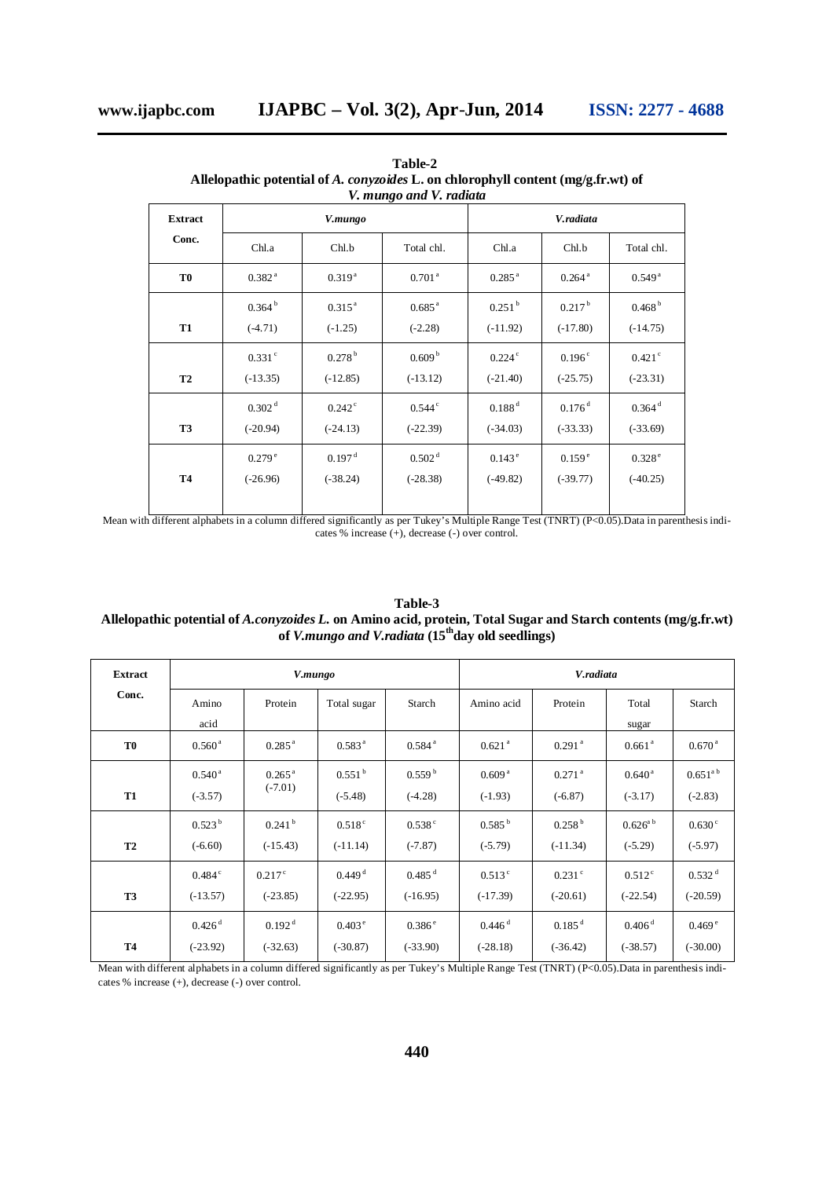**Table-2**
**Allelopathic potential of *A. conyzoides* L. on chlorophyll content (mg/g.fr.wt) of *V. mungo and V. radiata***

| Extract Conc. | *V.mungo* | | | *V.radiata* | | |
|---|---|---|---|---|---|---|
| | Chl.a | Chl.b | Total chl. | Chl.a | Chl.b | Total chl. |
| **T0** | 0.382 [a] | 0.319 [a] | 0.701 [a] | 0.285 [a] | 0.264 [a] | 0.549 [a] |
| **T1** | 0.364 [b] (-4.71) | 0.315 [a] (-1.25) | 0.685 [a] (-2.28) | 0.251 [b] (-11.92) | 0.217 [b] (-17.80) | 0.468 [b] (-14.75) |
| **T2** | 0.331 [c] (-13.35) | 0.278 [b] (-12.85) | 0.609 [b] (-13.12) | 0.224 [c] (-21.40) | 0.196 [c] (-25.75) | 0.421 [c] (-23.31) |
| **T3** | 0.302 [d] (-20.94) | 0.242 [c] (-24.13) | 0.544 [c] (-22.39) | 0.188 [d] (-34.03) | 0.176 [d] (-33.33) | 0.364 [d] (-33.69) |
| **T4** | 0.279 [e] (-26.96) | 0.197 [d] (-38.24) | 0.502 [d] (-28.38) | 0.143 [e] (-49.82) | 0.159 [e] (-39.77) | 0.328 [e] (-40.25) |

Mean with different alphabets in a column differed significantly as per Tukey's Multiple Range Test (TNRT) ($P<0.05$).Data in parenthesis indicates % increase (+), decrease (-) over control.

**Table-3**
**Allelopathic potential of *A.conyzoides L.* on Amino acid, protein, Total Sugar and Starch contents (mg/g.fr.wt) of *V.mungo and V.radiata* (15th day old seedlings)**

| Extract Conc. | *V.mungo* | | | | *V.radiata* | | | |
|---|---|---|---|---|---|---|---|---|
| | Amino acid | Protein | Total sugar | Starch | Amino acid | Protein | Total sugar | Starch |
| **T0** | 0.560 [a] | 0.285 [a] | 0.583 [a] | 0.584 [a] | 0.621 [a] | 0.291 [a] | 0.661 [a] | 0.670 [a] |
| **T1** | 0.540 [a] (-3.57) | 0.265 [a] (-7.01) | 0.551 [b] (-5.48) | 0.559 [b] (-4.28) | 0.609 [a] (-1.93) | 0.271 [a] (-6.87) | 0.640 [a] (-3.17) | 0.651 [ab] (-2.83) |
| **T2** | 0.523 [b] (-6.60) | 0.241 [b] (-15.43) | 0.518 [c] (-11.14) | 0.538 [c] (-7.87) | 0.585 [b] (-5.79) | 0.258 [b] (-11.34) | 0.626 [ab] (-5.29) | 0.630 [c] (-5.97) |
| **T3** | 0.484 [c] (-13.57) | 0.217 [c] (-23.85) | 0.449 [d] (-22.95) | 0.485 [d] (-16.95) | 0.513 [c] (-17.39) | 0.231 [c] (-20.61) | 0.512 [c] (-22.54) | 0.532 [d] (-20.59) |
| **T4** | 0.426 [d] (-23.92) | 0.192 [d] (-32.63) | 0.403 [e] (-30.87) | 0.386 [e] (-33.90) | 0.446 [d] (-28.18) | 0.185 [d] (-36.42) | 0.406 [d] (-38.57) | 0.469 [e] (-30.00) |

Mean with different alphabets in a column differed significantly as per Tukey's Multiple Range Test (TNRT) ($P<0.05$).Data in parenthesis indicates % increase (+), decrease (-) over control.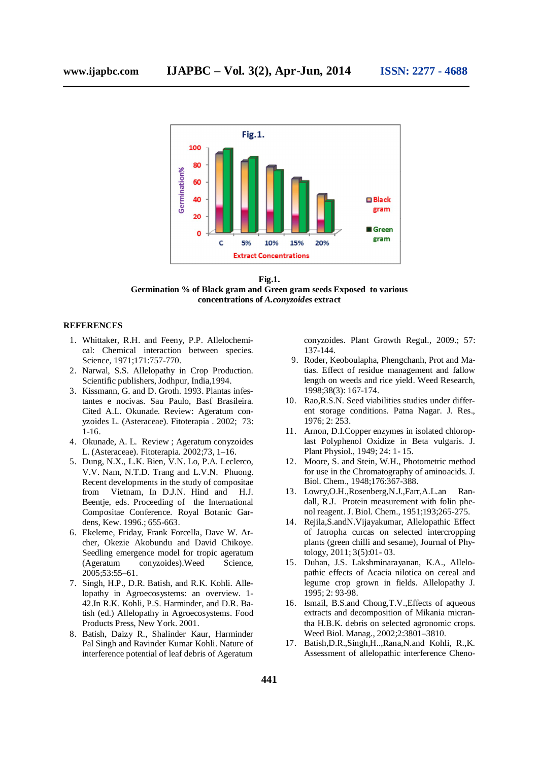Fig.1.
Germination % of Black gram and Green gram seeds Exposed to various concentrations of *A.conyzoides* extract

## REFERENCES

1. Whittaker, R.H. and Feeny, P.P. Allelochemical: Chemical interaction between species. Science, 1971;171:757-770.
2. Narwal, S.S. Allelopathy in Crop Production. Scientific publishers, Jodhpur, India,1994.
3. Kissmann, G. and D. Groth. 1993. Plantas infestantes e nocivas. Sau Paulo, Basf Brasileira. Cited A.L. Okunade. Review: Ageratum conyzoides L. (Asteraceae). Fitoterapia . 2002; 73: 1-16.
4. Okunade, A. L. Review ; Ageratum conyzoides L. (Asteraceae). Fitoterapia. 2002;73, 1–16.
5. Dung, N.X., L.K. Bien, V.N. Lo, P.A. Leclerco, V.V. Nam, N.T.D. Trang and L.V.N. Phuong. Recent developments in the study of compositae from Vietnam, In D.J.N. Hind and H.J. Beentje, eds. Proceeding of the International Compositae Conference. Royal Botanic Gardens, Kew. 1996.; 655-663.
6. Ekeleme, Friday, Frank Forcella, Dave W. Archer, Okezie Akobundu and David Chikoye. Seedling emergence model for tropic ageratum (Ageratum conyzoides).Weed Science, 2005;53:55–61.
7. Singh, H.P., D.R. Batish, and R.K. Kohli. Allelopathy in Agroecosystems: an overview. 1-42.In R.K. Kohli, P.S. Harminder, and D.R. Batish (ed.) Allelopathy in Agroecosystems. Food Products Press, New York. 2001.
8. Batish, Daizy R., Shalinder Kaur, Harminder Pal Singh and Ravinder Kumar Kohli. Nature of interference potential of leaf debris of Ageratum conyzoides. Plant Growth Regul., 2009.; 57: 137-144.
9. Roder, Keoboulapha, Phengchanh, Prot and Matias. Effect of residue management and fallow length on weeds and rice yield. Weed Research, 1998;38(3): 167-174.
10. Rao,R.S.N. Seed viabilities studies under different storage conditions. Patna Nagar. J. Res., 1976; 2: 253.
11. Arnon, D.I.Copper enzymes in isolated chloroplast Polyphenol Oxidize in Beta vulgaris. J. Plant Physiol., 1949; 24: 1- 15.
12. Moore, S. and Stein, W.H., Photometric method for use in the Chromatography of aminoacids. J. Biol. Chem., 1948;176:367-388.
13. Lowry,O.H.,Rosenberg,N.J.,Farr,A.L.an Randall, R.J. Protein measurement with folin phenol reagent. J. Biol. Chem., 1951;193;265-275.
14. Rejila,S.andN.Vijayakumar, Allelopathic Effect of Jatropha curcas on selected intercropping plants (green chilli and sesame), Journal of Phytology, 2011; 3(5):01- 03.
15. Duhan, J.S. Lakshminarayanan, K.A., Allelopathic effects of Acacia nilotica on cereal and legume crop grown in fields. Allelopathy J. 1995; 2: 93-98.
16. Ismail, B.S.and Chong,T.V.,Effects of aqueous extracts and decomposition of Mikania micrantha H.B.K. debris on selected agronomic crops. Weed Biol. Manag., 2002;2:3801–3810.
17. Batish,D.R.,Singh,H..,Rana,N.and Kohli, R.,K. Assessment of allelopathic interference Cheno-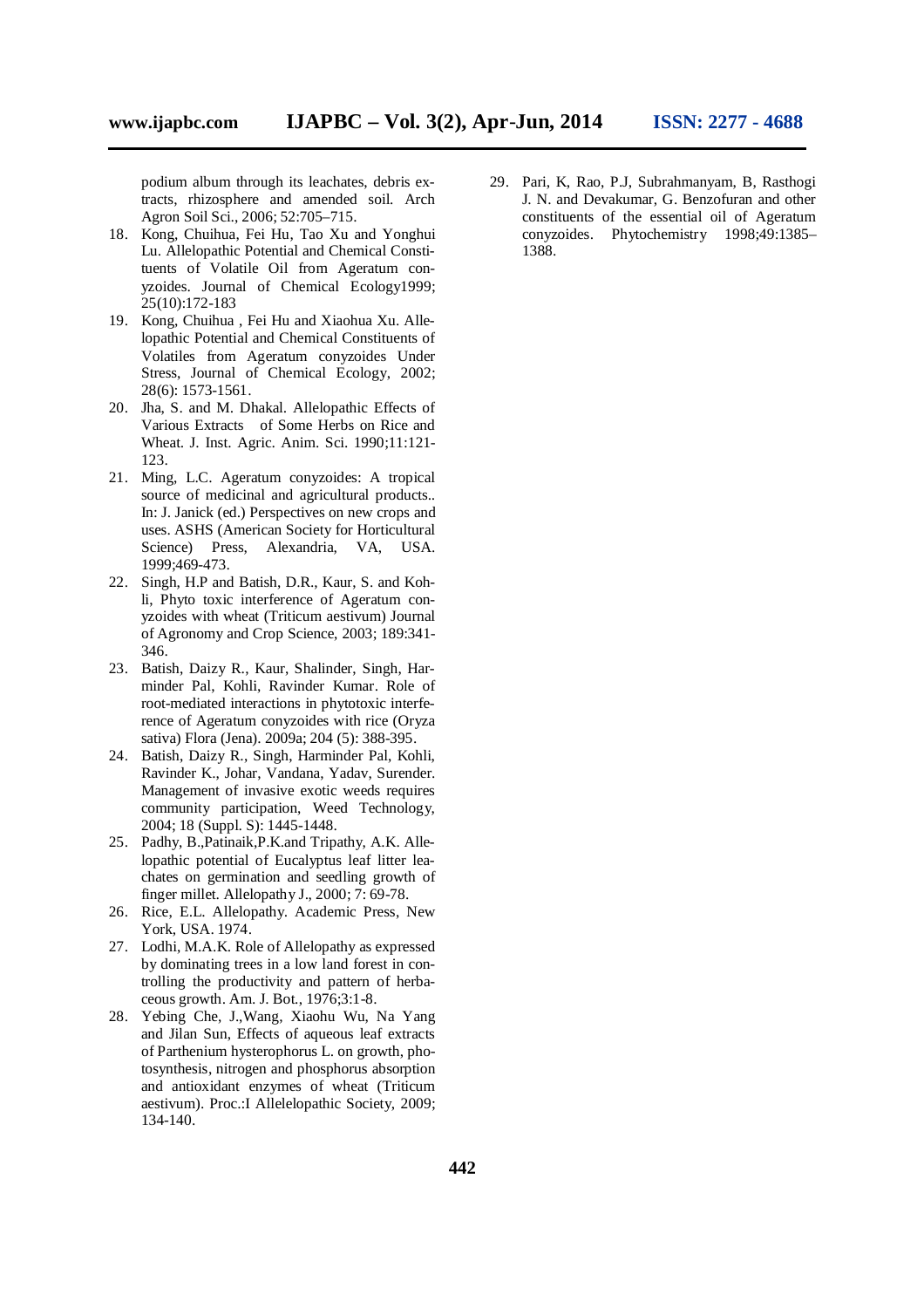podium album through its leachates, debris extracts, rhizosphere and amended soil. Arch Agron Soil Sci., 2006; 52:705–715.

18. Kong, Chuihua, Fei Hu, Tao Xu and Yonghui Lu. Allelopathic Potential and Chemical Constituents of Volatile Oil from Ageratum conyzoides. Journal of Chemical Ecology1999; 25(10):172-183
19. Kong, Chuihua , Fei Hu and Xiaohua Xu. Allelopathic Potential and Chemical Constituents of Volatiles from Ageratum conyzoides Under Stress, Journal of Chemical Ecology, 2002; 28(6): 1573-1561.
20. Jha, S. and M. Dhakal. Allelopathic Effects of Various Extracts of Some Herbs on Rice and Wheat. J. Inst. Agric. Anim. Sci. 1990;11:121-123.
21. Ming, L.C. Ageratum conyzoides: A tropical source of medicinal and agricultural products.. In: J. Janick (ed.) Perspectives on new crops and uses. ASHS (American Society for Horticultural Science) Press, Alexandria, VA, USA. 1999;469-473.
22. Singh, H.P and Batish, D.R., Kaur, S. and Kohli, Phyto toxic interference of Ageratum conyzoides with wheat (Triticum aestivum) Journal of Agronomy and Crop Science, 2003; 189:341-346.
23. Batish, Daizy R., Kaur, Shalinder, Singh, Harminder Pal, Kohli, Ravinder Kumar. Role of root-mediated interactions in phytotoxic interference of Ageratum conyzoides with rice (Oryza sativa) Flora (Jena). 2009a; 204 (5): 388-395.
24. Batish, Daizy R., Singh, Harminder Pal, Kohli, Ravinder K., Johar, Vandana, Yadav, Surender. Management of invasive exotic weeds requires community participation, Weed Technology, 2004; 18 (Suppl. S): 1445-1448.
25. Padhy, B.,Patinaik,P.K.and Tripathy, A.K. Allelopathic potential of Eucalyptus leaf litter leachates on germination and seedling growth of finger millet. Allelopathy J., 2000; 7: 69-78.
26. Rice, E.L. Allelopathy. Academic Press, New York, USA. 1974.
27. Lodhi, M.A.K. Role of Allelopathy as expressed by dominating trees in a low land forest in controlling the productivity and pattern of herbaceous growth. Am. J. Bot., 1976;3:1-8.
28. Yebing Che, J.,Wang, Xiaohu Wu, Na Yang and Jilan Sun, Effects of aqueous leaf extracts of Parthenium hysterophorus L. on growth, photosynthesis, nitrogen and phosphorus absorption and antioxidant enzymes of wheat (Triticum aestivum). Proc.:I Allelelopathic Society, 2009; 134-140.
29. Pari, K, Rao, P.J, Subrahmanyam, B, Rasthogi J. N. and Devakumar, G. Benzofuran and other constituents of the essential oil of Ageratum conyzoides. Phytochemistry 1998;49:1385–1388.